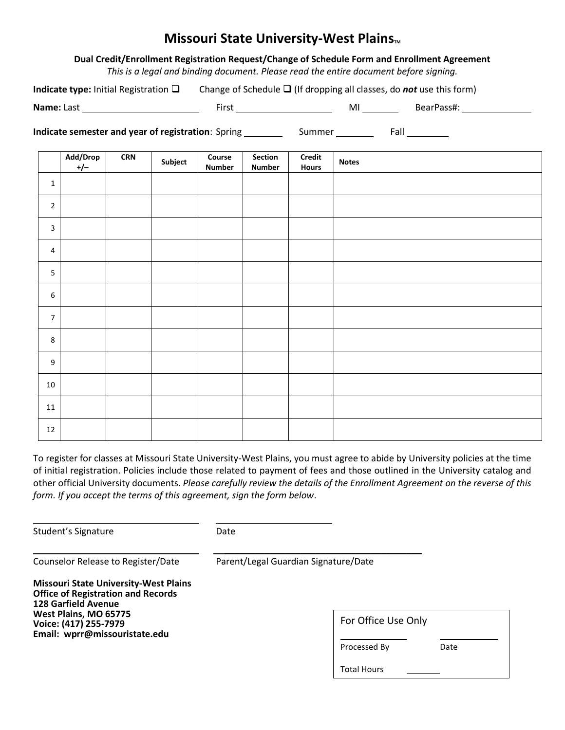# Missouri State University-West Plains™

**Dual Credit/Enrollment Registration Request/Change of Schedule Form and Enrollment Agreement**

*This is a legal and binding document. Please read the entire document before signing.*

**Indicate type:** Initial Registration ☐  Change of Schedule ☐ (If dropping all classes, do ***not*** use this form)

**Name:** Last ____________________ First ____________________ MI ________ BearPass#: ______________

**Indicate semester and year of registration**: Spring ________ Summer ________ Fall ________

| | Add/Drop +/– | CRN | Subject | Course Number | Section Number | Credit Hours | Notes |
|---|---|---|---|---|---|---|---|
| 1 | | | | | | | |
| 2 | | | | | | | |
| 3 | | | | | | | |
| 4 | | | | | | | |
| 5 | | | | | | | |
| 6 | | | | | | | |
| 7 | | | | | | | |
| 8 | | | | | | | |
| 9 | | | | | | | |
| 10 | | | | | | | |
| 11 | | | | | | | |
| 12 | | | | | | | |

To register for classes at Missouri State University-West Plains, you must agree to abide by University policies at the time of initial registration. Policies include those related to payment of fees and those outlined in the University catalog and other official University documents. *Please carefully review the details of the Enrollment Agreement on the reverse of this form. If you accept the terms of this agreement, sign the form below*.

______________________________ ______________________________

Student's Signature Date

______________________________ ______________________________

Counselor Release to Register/Date Parent/Legal Guardian Signature/Date

**Missouri State University-West Plains**
**Office of Registration and Records**
**128 Garfield Avenue**
**West Plains, MO 65775**
**Voice: (417) 255-7979**
**Email: wprr@missouristate.edu**

For Office Use Only

______________ ______________

Processed By Date

Total Hours ________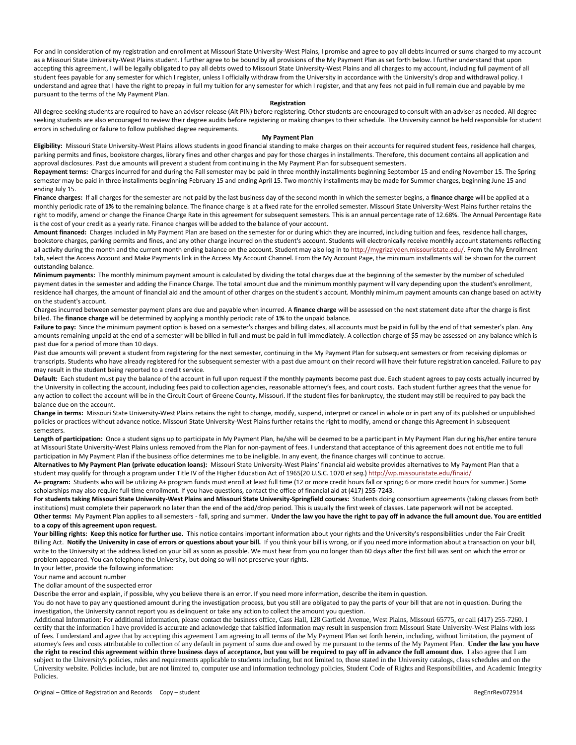For and in consideration of my registration and enrollment at Missouri State University-West Plains, I promise and agree to pay all debts incurred or sums charged to my account as a Missouri State University-West Plains student. I further agree to be bound by all provisions of the My Payment Plan as set forth below. I further understand that upon accepting this agreement, I will be legally obligated to pay all debts owed to Missouri State University-West Plains and all charges to my account, including full payment of all student fees payable for any semester for which I register, unless I officially withdraw from the University in accordance with the University's drop and withdrawal policy. I understand and agree that I have the right to prepay in full my tuition for any semester for which I register, and that any fees not paid in full remain due and payable by me pursuant to the terms of the My Payment Plan.

**Registration**

All degree-seeking students are required to have an adviser release (Alt PIN) before registering. Other students are encouraged to consult with an adviser as needed. All degree-seeking students are also encouraged to review their degree audits before registering or making changes to their schedule. The University cannot be held responsible for student errors in scheduling or failure to follow published degree requirements.

**My Payment Plan**

**Eligibility:** Missouri State University-West Plains allows students in good financial standing to make charges on their accounts for required student fees, residence hall charges, parking permits and fines, bookstore charges, library fines and other charges and pay for those charges in installments. Therefore, this document contains all application and approval disclosures. Past due amounts will prevent a student from continuing in the My Payment Plan for subsequent semesters.

**Repayment terms:** Charges incurred for and during the Fall semester may be paid in three monthly installments beginning September 15 and ending November 15. The Spring semester may be paid in three installments beginning February 15 and ending April 15. Two monthly installments may be made for Summer charges, beginning June 15 and ending July 15.

**Finance charges:** If all charges for the semester are not paid by the last business day of the second month in which the semester begins, a **finance charge** will be applied at a monthly periodic rate of **1%** to the remaining balance. The finance charge is at a fixed rate for the enrolled semester. Missouri State University-West Plains further retains the right to modify, amend or change the Finance Charge Rate in this agreement for subsequent semesters. This is an annual percentage rate of 12.68%. The Annual Percentage Rate is the cost of your credit as a yearly rate. Finance charges will be added to the balance of your account.

**Amount financed:** Charges included in My Payment Plan are based on the semester for or during which they are incurred, including tuition and fees, residence hall charges, bookstore charges, parking permits and fines, and any other charge incurred on the student's account. Students will electronically receive monthly account statements reflecting all activity during the month and the current month ending balance on the account. Student may also log in to http://mygrizzlyden.missouristate.edu/. From the My Enrollment tab, select the Access Account and Make Payments link in the Access My Account Channel. From the My Account Page, the minimum installments will be shown for the current outstanding balance.

**Minimum payments:** The monthly minimum payment amount is calculated by dividing the total charges due at the beginning of the semester by the number of scheduled payment dates in the semester and adding the Finance Charge. The total amount due and the minimum monthly payment will vary depending upon the student's enrollment, residence hall charges, the amount of financial aid and the amount of other charges on the student's account. Monthly minimum payment amounts can change based on activity on the student's account.

Charges incurred between semester payment plans are due and payable when incurred. A **finance charge** will be assessed on the next statement date after the charge is first billed. The **finance charge** will be determined by applying a monthly periodic rate of **1%** to the unpaid balance.

**Failure to pay:** Since the minimum payment option is based on a semester's charges and billing dates, all accounts must be paid in full by the end of that semester's plan. Any amounts remaining unpaid at the end of a semester will be billed in full and must be paid in full immediately. A collection charge of $5 may be assessed on any balance which is past due for a period of more than 10 days.

Past due amounts will prevent a student from registering for the next semester, continuing in the My Payment Plan for subsequent semesters or from receiving diplomas or transcripts. Students who have already registered for the subsequent semester with a past due amount on their record will have their future registration canceled. Failure to pay may result in the student being reported to a credit service.

**Default:** Each student must pay the balance of the account in full upon request if the monthly payments become past due. Each student agrees to pay costs actually incurred by the University in collecting the account, including fees paid to collection agencies, reasonable attorney's fees, and court costs. Each student further agrees that the venue for any action to collect the account will be in the Circuit Court of Greene County, Missouri. If the student files for bankruptcy, the student may still be required to pay back the balance due on the account.

**Change in terms:** Missouri State University-West Plains retains the right to change, modify, suspend, interpret or cancel in whole or in part any of its published or unpublished policies or practices without advance notice. Missouri State University-West Plains further retains the right to modify, amend or change this Agreement in subsequent semesters.

**Length of participation:** Once a student signs up to participate in My Payment Plan, he/she will be deemed to be a participant in My Payment Plan during his/her entire tenure at Missouri State University-West Plains unless removed from the Plan for non-payment of fees. I understand that acceptance of this agreement does not entitle me to full participation in My Payment Plan if the business office determines me to be ineligible. In any event, the finance charges will continue to accrue.

**Alternatives to My Payment Plan (private education loans):** Missouri State University-West Plains' financial aid website provides alternatives to My Payment Plan that a student may qualify for through a program under Title IV of the Higher Education Act of 1965(20 U.S.C. 1070 *et seq.*) http://wp.missouristate.edu/finaid/

**A+ program:** Students who will be utilizing A+ program funds must enroll at least full time (12 or more credit hours fall or spring; 6 or more credit hours for summer.) Some scholarships may also require full-time enrollment. If you have questions, contact the office of financial aid at (417) 255-7243.

**For students taking Missouri State University-West Plains and Missouri State University-Springfield courses:** Students doing consortium agreements (taking classes from both institutions) must complete their paperwork no later than the end of the add/drop period. This is usually the first week of classes. Late paperwork will not be accepted.

**Other terms:** My Payment Plan applies to all semesters - fall, spring and summer. **Under the law you have the right to pay off in advance the full amount due. You are entitled to a copy of this agreement upon request.**

**Your billing rights: Keep this notice for further use.** This notice contains important information about your rights and the University's responsibilities under the Fair Credit Billing Act. **Notify the University in case of errors or questions about your bill.** If you think your bill is wrong, or if you need more information about a transaction on your bill, write to the University at the address listed on your bill as soon as possible. We must hear from you no longer than 60 days after the first bill was sent on which the error or problem appeared. You can telephone the University, but doing so will not preserve your rights.

In your letter, provide the following information:

Your name and account number

The dollar amount of the suspected error

Describe the error and explain, if possible, why you believe there is an error. If you need more information, describe the item in question.

You do not have to pay any questioned amount during the investigation process, but you still are obligated to pay the parts of your bill that are not in question. During the investigation, the University cannot report you as delinquent or take any action to collect the amount you question.

Additional Information: For additional information, please contact the business office, Cass Hall, 128 Garfield Avenue, West Plains, Missouri 65775, or call (417) 255-7260. I certify that the information I have provided is accurate and acknowledge that falsified information may result in suspension from Missouri State University-West Plains with loss of fees. I understand and agree that by accepting this agreement I am agreeing to all terms of the My Payment Plan set forth herein, including, without limitation, the payment of attorney's fees and costs attributable to collection of any default in payment of sums due and owed by me pursuant to the terms of the My Payment Plan. **Under the law you have the right to rescind this agreement within three business days of acceptance, but you will be required to pay off in advance the full amount due.** I also agree that I am subject to the University's policies, rules and requirements applicable to students including, but not limited to, those stated in the University catalogs, class schedules and on the University website. Policies include, but are not limited to, computer use and information technology policies, Student Code of Rights and Responsibilities, and Academic Integrity Policies.

Original – Office of Registration and Records Copy – student RegEnrRev072914